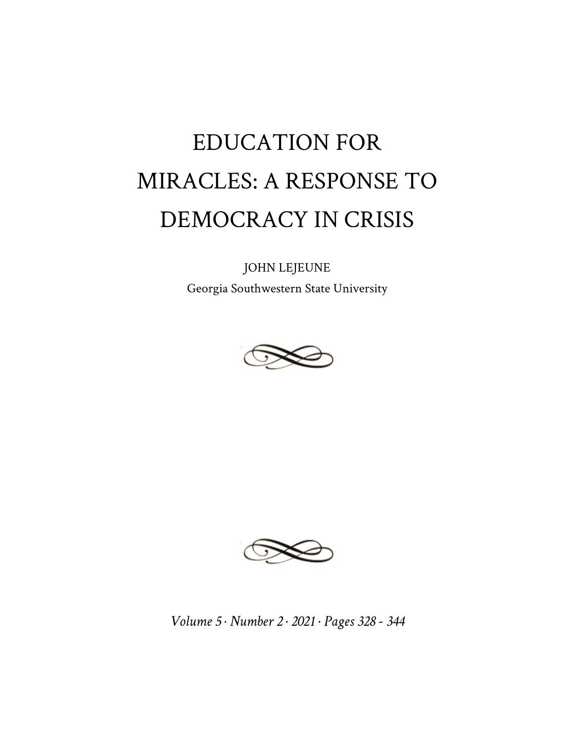# EDUCATION FOR MIRACLES: A RESPONSE TO DEMOCRACY IN CRISIS

JOHN LEJEUNE

Georgia Southwestern State University

*Volume 5 · Number 2 · 2021 · Pages 328 - 344*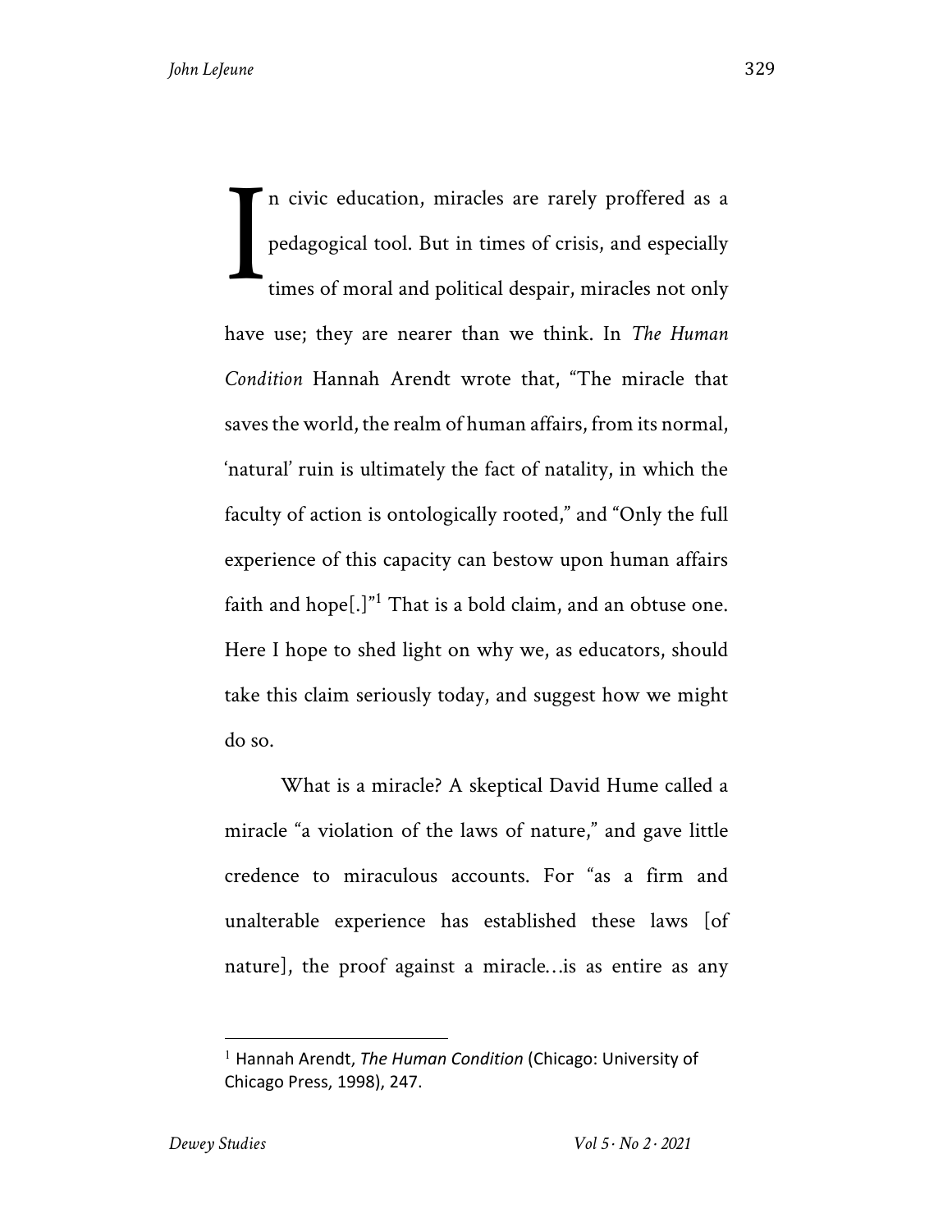In civic education, miracles are rarely proffered as a pedagogical tool. But in times of crisis, and especially times of moral and political despair, miracles not only have use; they are nearer than we think. In *The Human Condition* Hannah Arendt wrote that, "The miracle that saves the world, the realm of human affairs, from its normal, 'natural' ruin is ultimately the fact of natality, in which the faculty of action is ontologically rooted," and "Only the full experience of this capacity can bestow upon human affairs faith and hope[.]"[1] That is a bold claim, and an obtuse one. Here I hope to shed light on why we, as educators, should take this claim seriously today, and suggest how we might do so.

What is a miracle? A skeptical David Hume called a miracle "a violation of the laws of nature," and gave little credence to miraculous accounts. For "as a firm and unalterable experience has established these laws [of nature], the proof against a miracle…is as entire as any

[1] Hannah Arendt, *The Human Condition* (Chicago: University of Chicago Press, 1998), 247.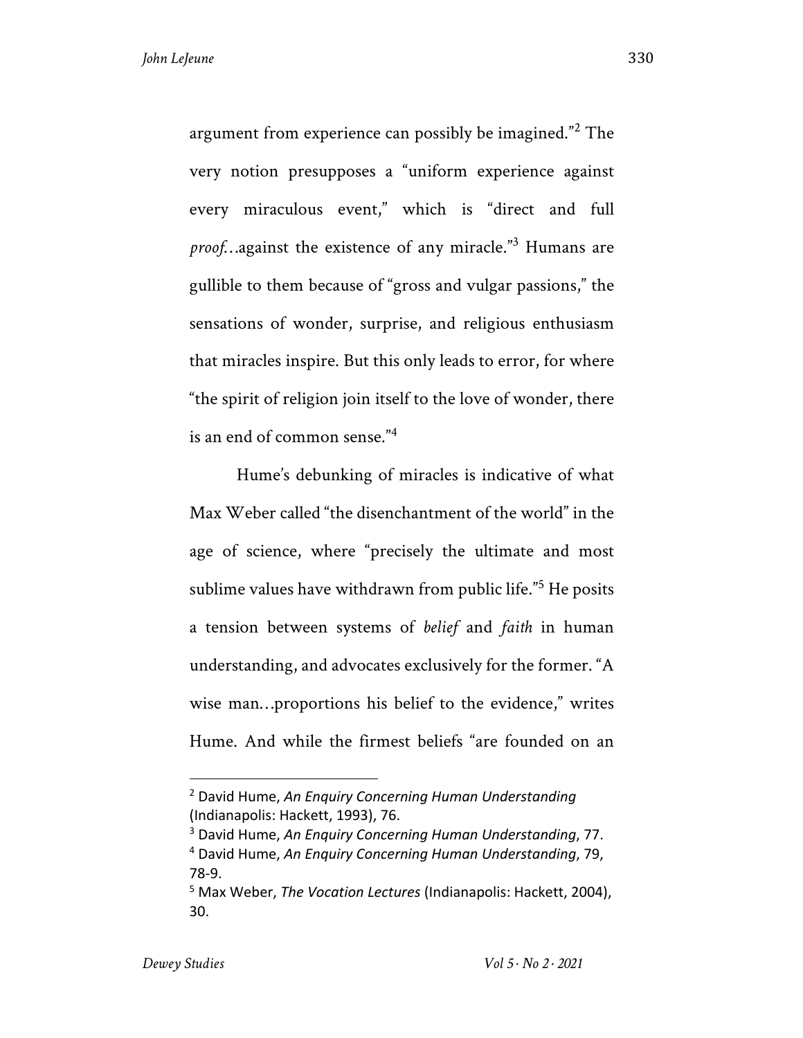argument from experience can possibly be imagined."[2] The very notion presupposes a "uniform experience against every miraculous event," which is "direct and full *proof*…against the existence of any miracle."[3] Humans are gullible to them because of "gross and vulgar passions," the sensations of wonder, surprise, and religious enthusiasm that miracles inspire. But this only leads to error, for where "the spirit of religion join itself to the love of wonder, there is an end of common sense."[4]

Hume's debunking of miracles is indicative of what Max Weber called "the disenchantment of the world" in the age of science, where "precisely the ultimate and most sublime values have withdrawn from public life."[5] He posits a tension between systems of *belief* and *faith* in human understanding, and advocates exclusively for the former. "A wise man…proportions his belief to the evidence," writes Hume. And while the firmest beliefs "are founded on an

---

[2] David Hume, *An Enquiry Concerning Human Understanding* (Indianapolis: Hackett, 1993), 76.

[3] David Hume, *An Enquiry Concerning Human Understanding*, 77.

[4] David Hume, *An Enquiry Concerning Human Understanding*, 79, 78-9.

[5] Max Weber, *The Vocation Lectures* (Indianapolis: Hackett, 2004), 30.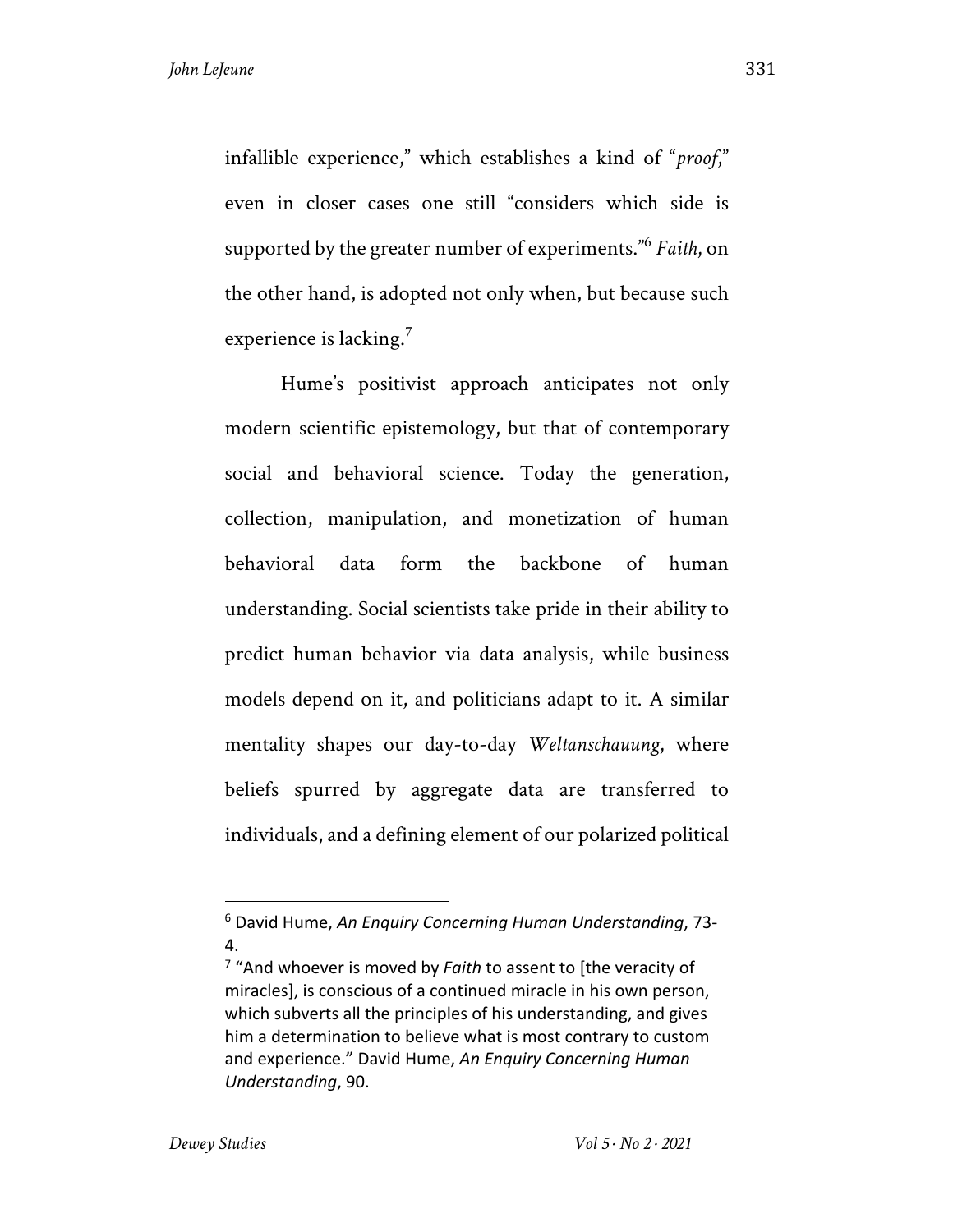infallible experience," which establishes a kind of "*proof*," even in closer cases one still "considers which side is supported by the greater number of experiments."[6] *Faith*, on the other hand, is adopted not only when, but because such experience is lacking.[7]

Hume's positivist approach anticipates not only modern scientific epistemology, but that of contemporary social and behavioral science. Today the generation, collection, manipulation, and monetization of human behavioral data form the backbone of human understanding. Social scientists take pride in their ability to predict human behavior via data analysis, while business models depend on it, and politicians adapt to it. A similar mentality shapes our day-to-day *Weltanschauung*, where beliefs spurred by aggregate data are transferred to individuals, and a defining element of our polarized political

---

[6] David Hume, *An Enquiry Concerning Human Understanding*, 73-4.

[7] "And whoever is moved by *Faith* to assent to [the veracity of miracles], is conscious of a continued miracle in his own person, which subverts all the principles of his understanding, and gives him a determination to believe what is most contrary to custom and experience." David Hume, *An Enquiry Concerning Human Understanding*, 90.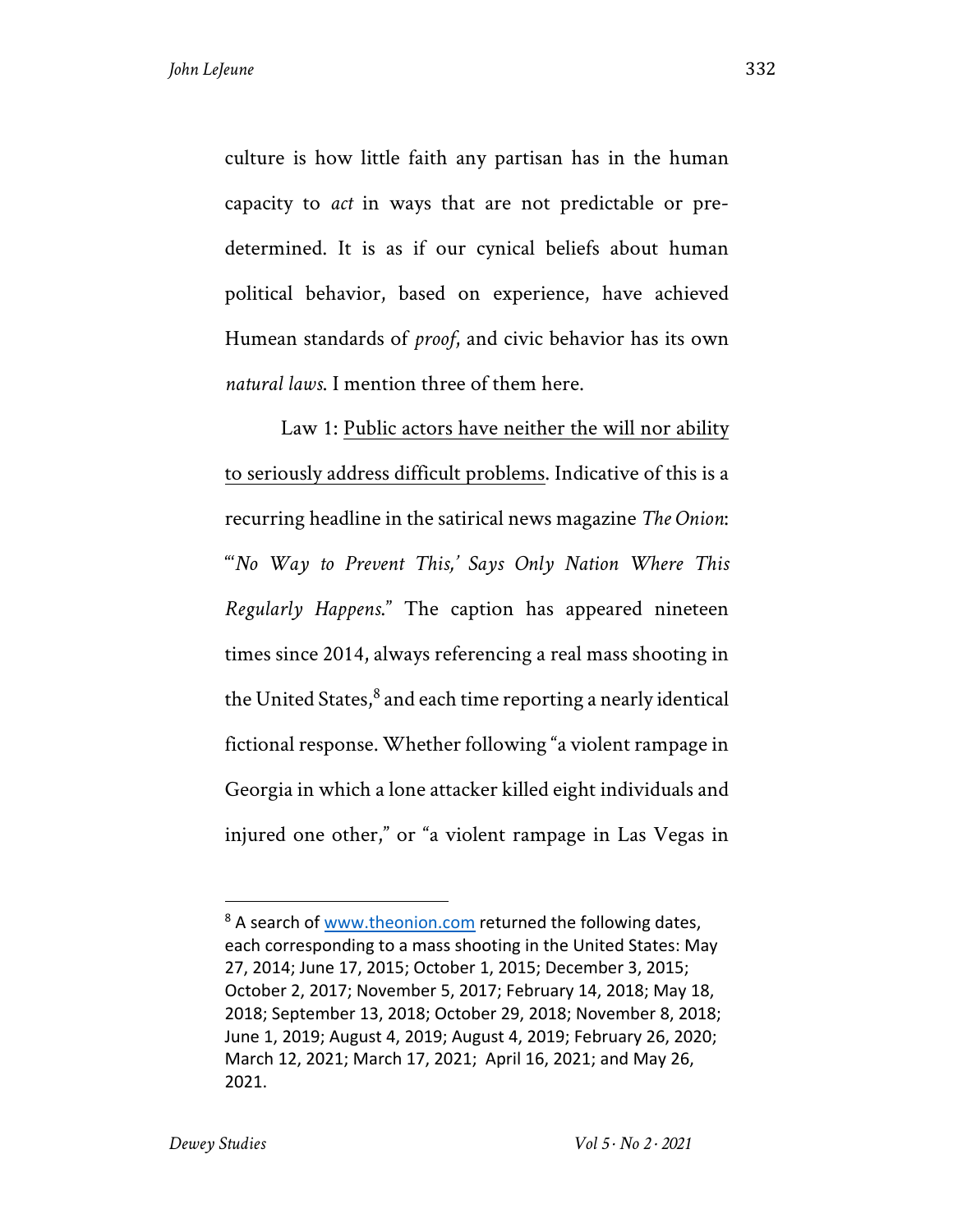culture is how little faith any partisan has in the human capacity to *act* in ways that are not predictable or pre-determined. It is as if our cynical beliefs about human political behavior, based on experience, have achieved Humean standards of *proof*, and civic behavior has its own *natural laws*. I mention three of them here.

Law 1: <u>Public actors have neither the will nor ability to seriously address difficult problems</u>. Indicative of this is a recurring headline in the satirical news magazine *The Onion*: "'*No Way to Prevent This,' Says Only Nation Where This Regularly Happens*." The caption has appeared nineteen times since 2014, always referencing a real mass shooting in the United States,[8] and each time reporting a nearly identical fictional response. Whether following "a violent rampage in Georgia in which a lone attacker killed eight individuals and injured one other," or "a violent rampage in Las Vegas in

[8] A search of www.theonion.com returned the following dates, each corresponding to a mass shooting in the United States: May 27, 2014; June 17, 2015; October 1, 2015; December 3, 2015; October 2, 2017; November 5, 2017; February 14, 2018; May 18, 2018; September 13, 2018; October 29, 2018; November 8, 2018; June 1, 2019; August 4, 2019; August 4, 2019; February 26, 2020; March 12, 2021; March 17, 2021; April 16, 2021; and May 26, 2021.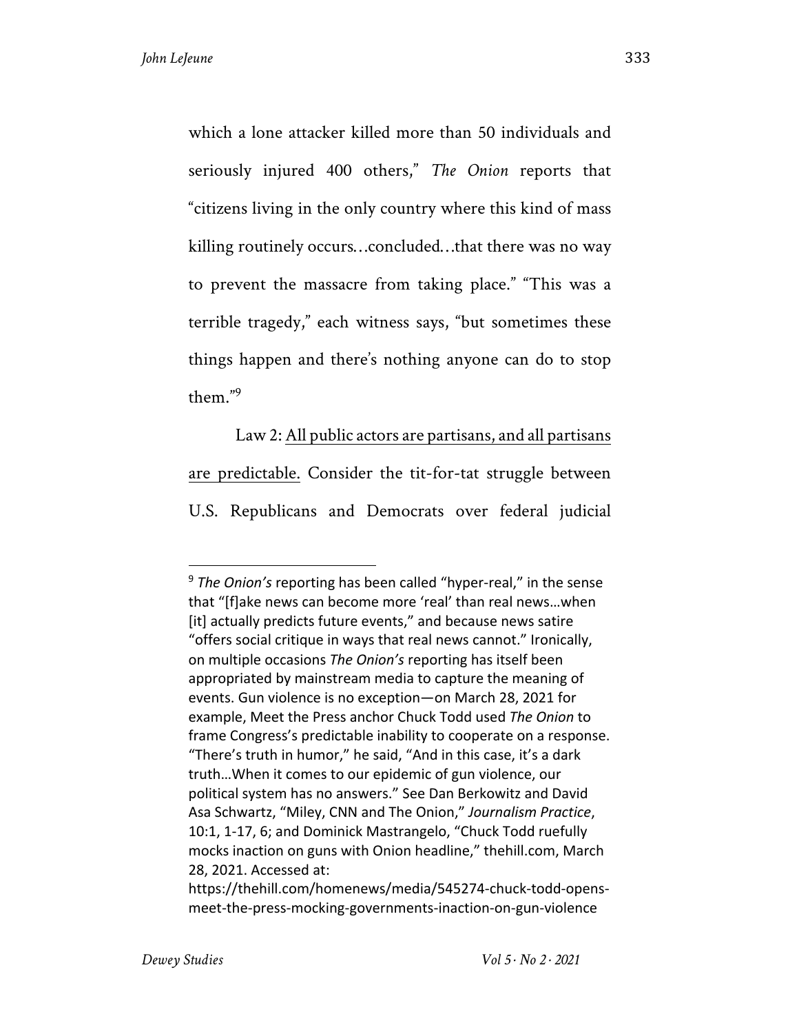which a lone attacker killed more than 50 individuals and seriously injured 400 others," *The Onion* reports that "citizens living in the only country where this kind of mass killing routinely occurs…concluded…that there was no way to prevent the massacre from taking place." "This was a terrible tragedy," each witness says, "but sometimes these things happen and there's nothing anyone can do to stop them."[9]

Law 2: <u>All public actors are partisans, and all partisans are predictable.</u> Consider the tit-for-tat struggle between U.S. Republicans and Democrats over federal judicial

---

[9] *The Onion's* reporting has been called "hyper-real," in the sense that "[f]ake news can become more 'real' than real news…when [it] actually predicts future events," and because news satire "offers social critique in ways that real news cannot." Ironically, on multiple occasions *The Onion's* reporting has itself been appropriated by mainstream media to capture the meaning of events. Gun violence is no exception—on March 28, 2021 for example, Meet the Press anchor Chuck Todd used *The Onion* to frame Congress's predictable inability to cooperate on a response. "There's truth in humor," he said, "And in this case, it's a dark truth…When it comes to our epidemic of gun violence, our political system has no answers." See Dan Berkowitz and David Asa Schwartz, "Miley, CNN and The Onion," *Journalism Practice*, 10:1, 1-17, 6; and Dominick Mastrangelo, "Chuck Todd ruefully mocks inaction on guns with Onion headline," thehill.com, March 28, 2021. Accessed at: https://thehill.com/homenews/media/545274-chuck-todd-opens-meet-the-press-mocking-governments-inaction-on-gun-violence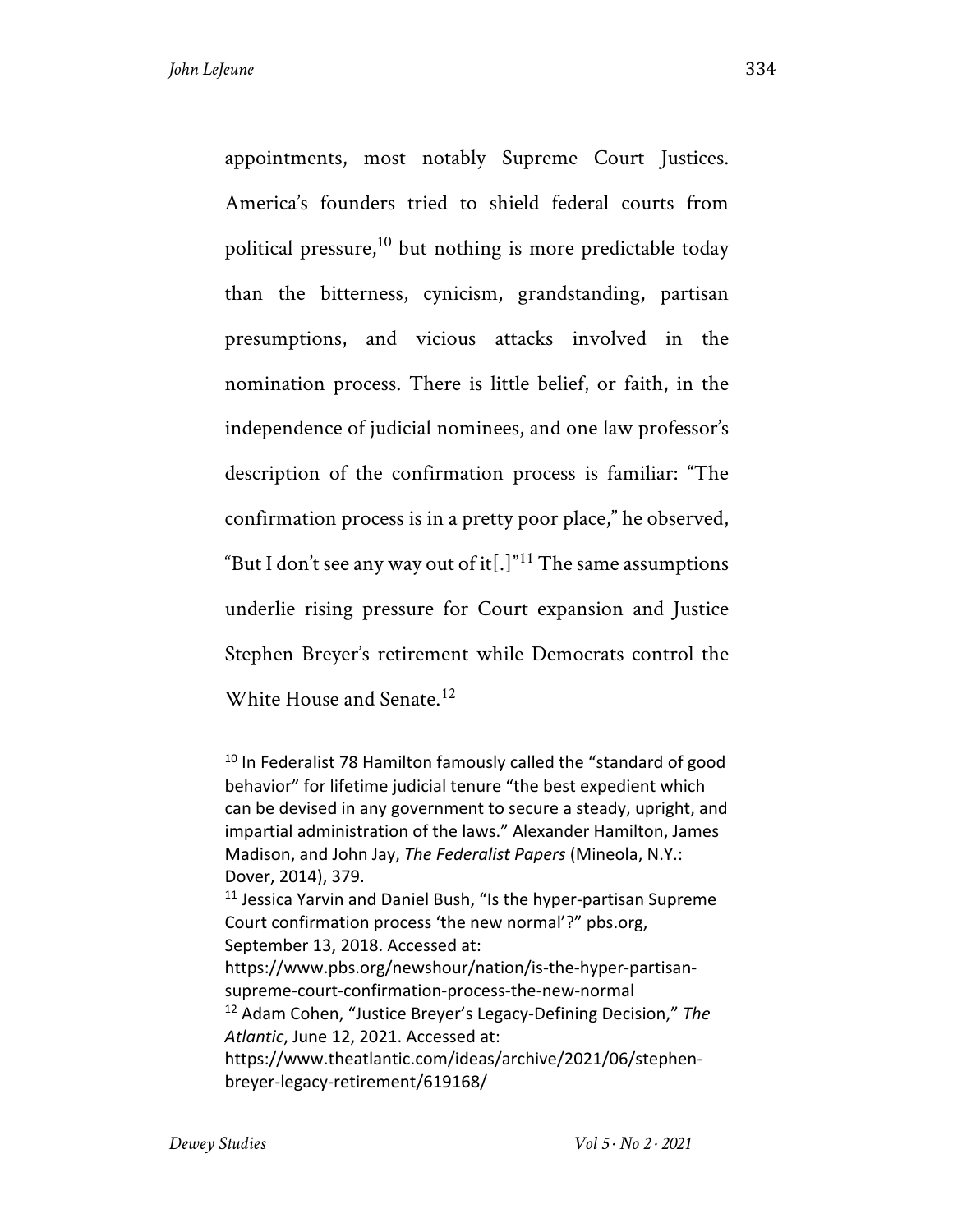appointments, most notably Supreme Court Justices. America's founders tried to shield federal courts from political pressure,[10] but nothing is more predictable today than the bitterness, cynicism, grandstanding, partisan presumptions, and vicious attacks involved in the nomination process. There is little belief, or faith, in the independence of judicial nominees, and one law professor's description of the confirmation process is familiar: "The confirmation process is in a pretty poor place," he observed, "But I don't see any way out of it[.]"[11] The same assumptions underlie rising pressure for Court expansion and Justice Stephen Breyer's retirement while Democrats control the White House and Senate.[12]

---

[10] In Federalist 78 Hamilton famously called the "standard of good behavior" for lifetime judicial tenure "the best expedient which can be devised in any government to secure a steady, upright, and impartial administration of the laws." Alexander Hamilton, James Madison, and John Jay, *The Federalist Papers* (Mineola, N.Y.: Dover, 2014), 379.

[11] Jessica Yarvin and Daniel Bush, "Is the hyper-partisan Supreme Court confirmation process 'the new normal'?" pbs.org, September 13, 2018. Accessed at: https://www.pbs.org/newshour/nation/is-the-hyper-partisan-supreme-court-confirmation-process-the-new-normal

[12] Adam Cohen, "Justice Breyer's Legacy-Defining Decision," *The Atlantic*, June 12, 2021. Accessed at: https://www.theatlantic.com/ideas/archive/2021/06/stephen-breyer-legacy-retirement/619168/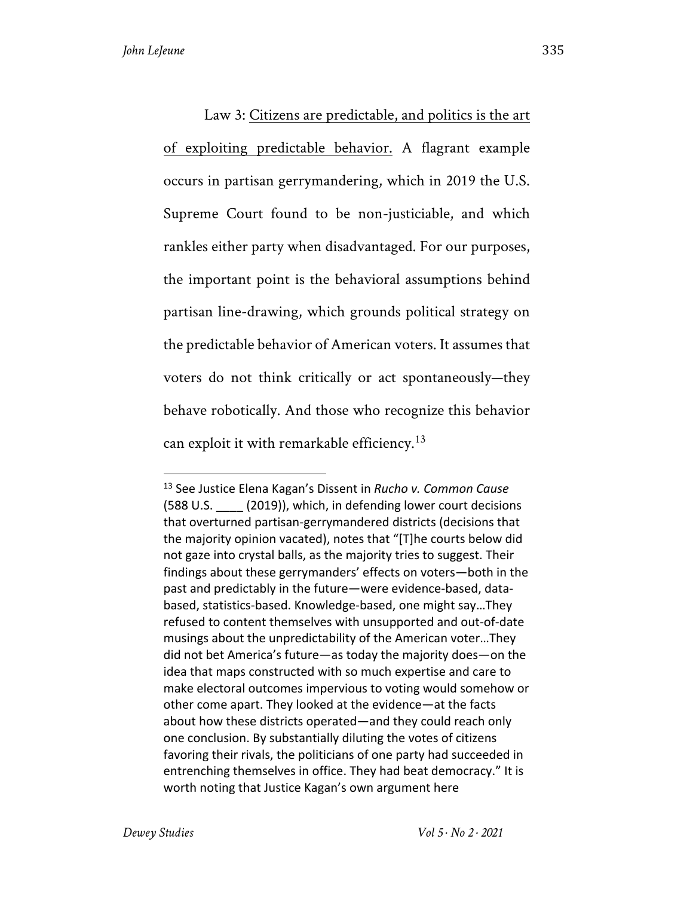Law 3: <u>Citizens are predictable, and politics is the art of exploiting predictable behavior.</u> A flagrant example occurs in partisan gerrymandering, which in 2019 the U.S. Supreme Court found to be non-justiciable, and which rankles either party when disadvantaged. For our purposes, the important point is the behavioral assumptions behind partisan line-drawing, which grounds political strategy on the predictable behavior of American voters. It assumes that voters do not think critically or act spontaneously—they behave robotically. And those who recognize this behavior can exploit it with remarkable efficiency.[13]

---

[13] See Justice Elena Kagan's Dissent in *Rucho v. Common Cause* (588 U.S. ____ (2019)), which, in defending lower court decisions that overturned partisan-gerrymandered districts (decisions that the majority opinion vacated), notes that "[T]he courts below did not gaze into crystal balls, as the majority tries to suggest. Their findings about these gerrymanders' effects on voters—both in the past and predictably in the future—were evidence-based, data-based, statistics-based. Knowledge-based, one might say…They refused to content themselves with unsupported and out-of-date musings about the unpredictability of the American voter…They did not bet America's future—as today the majority does—on the idea that maps constructed with so much expertise and care to make electoral outcomes impervious to voting would somehow or other come apart. They looked at the evidence—at the facts about how these districts operated—and they could reach only one conclusion. By substantially diluting the votes of citizens favoring their rivals, the politicians of one party had succeeded in entrenching themselves in office. They had beat democracy." It is worth noting that Justice Kagan's own argument here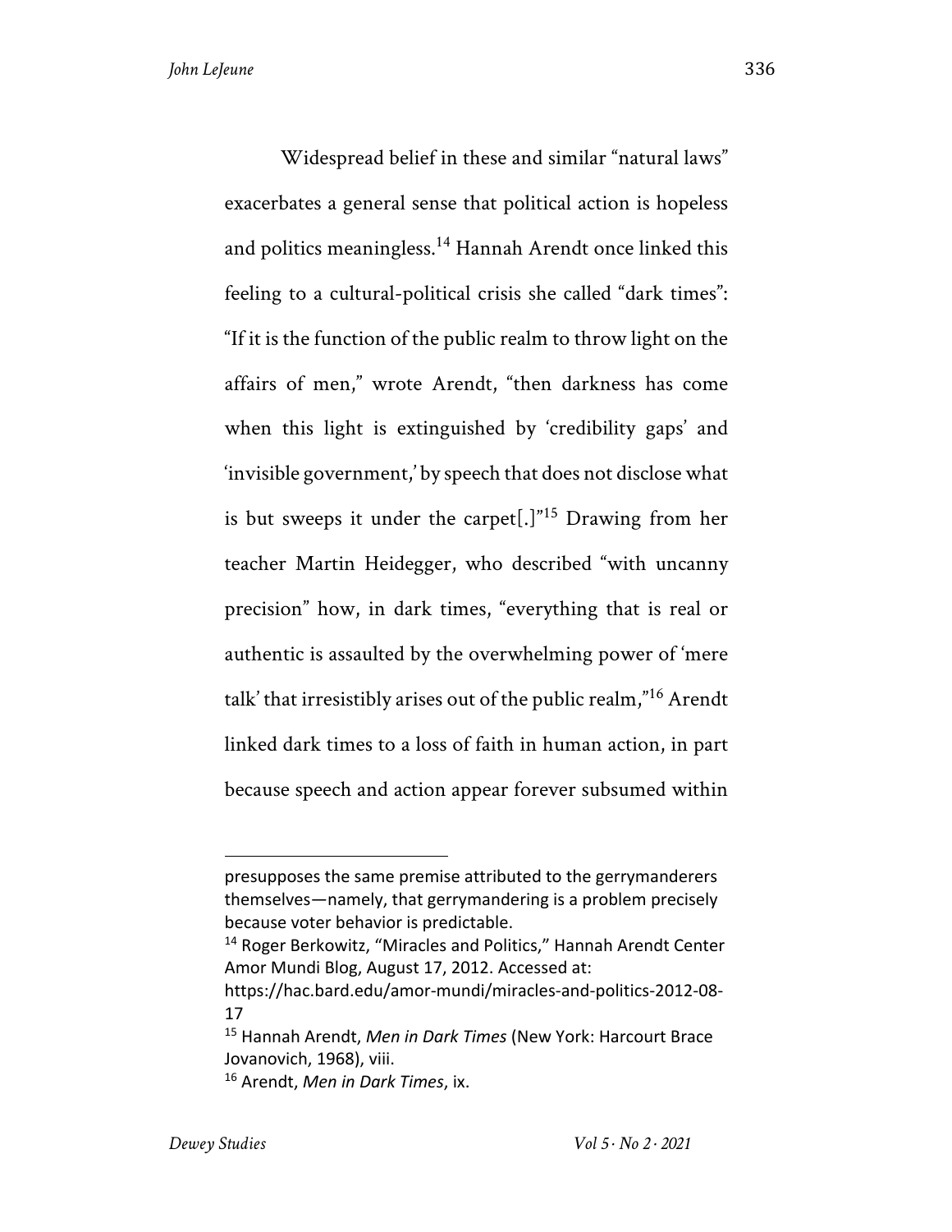Widespread belief in these and similar "natural laws" exacerbates a general sense that political action is hopeless and politics meaningless.[14] Hannah Arendt once linked this feeling to a cultural-political crisis she called "dark times": "If it is the function of the public realm to throw light on the affairs of men," wrote Arendt, "then darkness has come when this light is extinguished by 'credibility gaps' and 'invisible government,' by speech that does not disclose what is but sweeps it under the carpet[.]"[15] Drawing from her teacher Martin Heidegger, who described "with uncanny precision" how, in dark times, "everything that is real or authentic is assaulted by the overwhelming power of 'mere talk' that irresistibly arises out of the public realm,"[16] Arendt linked dark times to a loss of faith in human action, in part because speech and action appear forever subsumed within

---

presupposes the same premise attributed to the gerrymanderers themselves—namely, that gerrymandering is a problem precisely because voter behavior is predictable.

[14] Roger Berkowitz, "Miracles and Politics," Hannah Arendt Center Amor Mundi Blog, August 17, 2012. Accessed at: https://hac.bard.edu/amor-mundi/miracles-and-politics-2012-08-17

[15] Hannah Arendt, *Men in Dark Times* (New York: Harcourt Brace Jovanovich, 1968), viii.

[16] Arendt, *Men in Dark Times*, ix.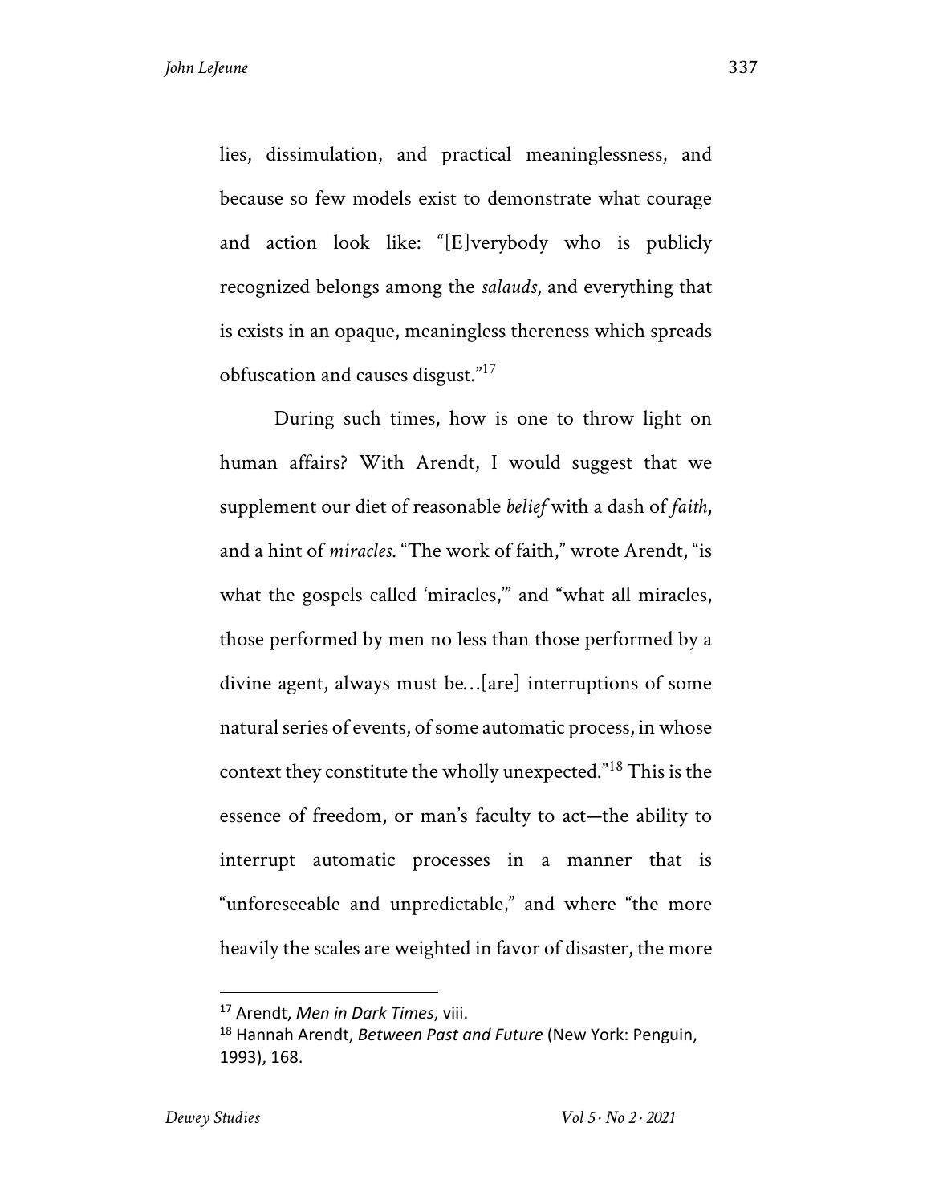lies, dissimulation, and practical meaninglessness, and because so few models exist to demonstrate what courage and action look like: "[E]verybody who is publicly recognized belongs among the *salauds*, and everything that is exists in an opaque, meaningless thereness which spreads obfuscation and causes disgust."[17]

During such times, how is one to throw light on human affairs? With Arendt, I would suggest that we supplement our diet of reasonable *belief* with a dash of *faith*, and a hint of *miracles*. "The work of faith," wrote Arendt, "is what the gospels called 'miracles,'" and "what all miracles, those performed by men no less than those performed by a divine agent, always must be…[are] interruptions of some natural series of events, of some automatic process, in whose context they constitute the wholly unexpected."[18] This is the essence of freedom, or man's faculty to act—the ability to interrupt automatic processes in a manner that is "unforeseeable and unpredictable," and where "the more heavily the scales are weighted in favor of disaster, the more

---

[17] Arendt, *Men in Dark Times*, viii.

[18] Hannah Arendt, *Between Past and Future* (New York: Penguin, 1993), 168.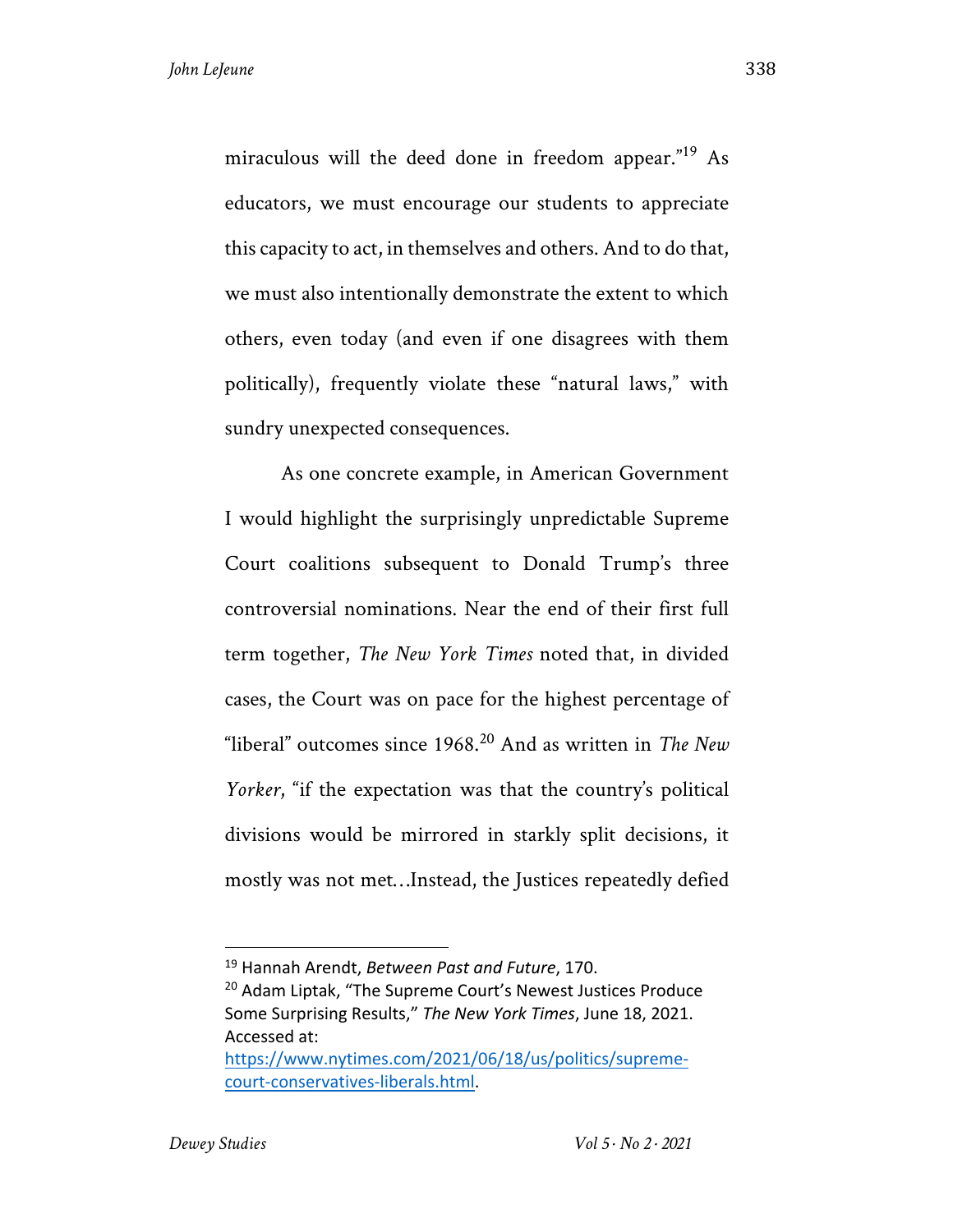miraculous will the deed done in freedom appear."[19] As educators, we must encourage our students to appreciate this capacity to act, in themselves and others. And to do that, we must also intentionally demonstrate the extent to which others, even today (and even if one disagrees with them politically), frequently violate these "natural laws," with sundry unexpected consequences.

As one concrete example, in American Government I would highlight the surprisingly unpredictable Supreme Court coalitions subsequent to Donald Trump's three controversial nominations. Near the end of their first full term together, *The New York Times* noted that, in divided cases, the Court was on pace for the highest percentage of "liberal" outcomes since 1968.[20] And as written in *The New Yorker*, "if the expectation was that the country's political divisions would be mirrored in starkly split decisions, it mostly was not met…Instead, the Justices repeatedly defied

---

[19] Hannah Arendt, *Between Past and Future*, 170.

[20] Adam Liptak, "The Supreme Court's Newest Justices Produce Some Surprising Results," *The New York Times*, June 18, 2021. Accessed at: https://www.nytimes.com/2021/06/18/us/politics/supreme-court-conservatives-liberals.html.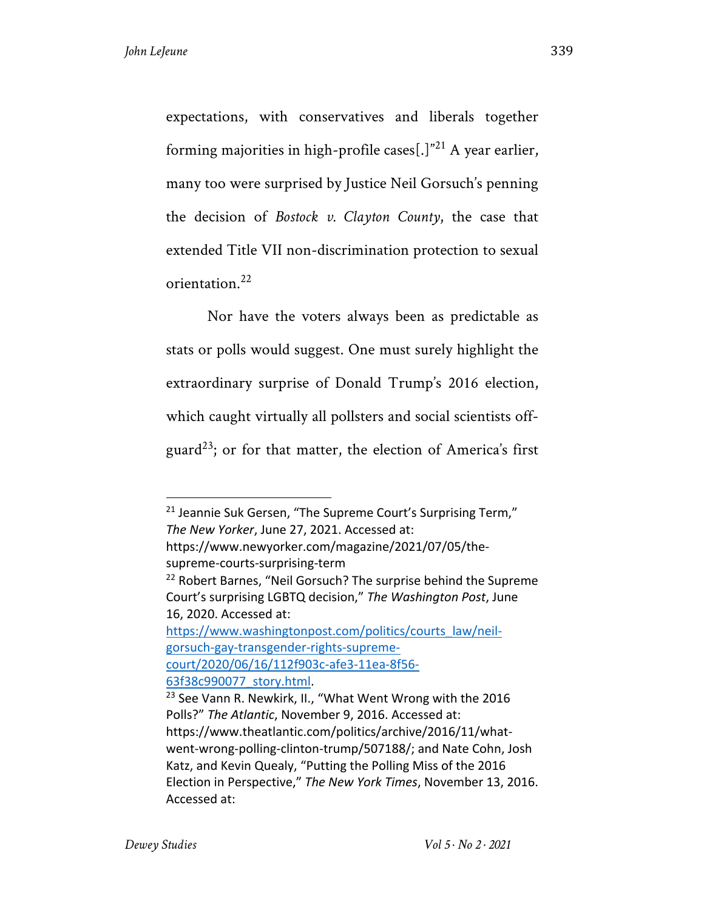expectations, with conservatives and liberals together forming majorities in high-profile cases[.]"[21] A year earlier, many too were surprised by Justice Neil Gorsuch's penning the decision of *Bostock v. Clayton County*, the case that extended Title VII non-discrimination protection to sexual orientation.[22]

Nor have the voters always been as predictable as stats or polls would suggest. One must surely highlight the extraordinary surprise of Donald Trump's 2016 election, which caught virtually all pollsters and social scientists off-guard[23]; or for that matter, the election of America's first

---

[21] Jeannie Suk Gersen, "The Supreme Court's Surprising Term," *The New Yorker*, June 27, 2021. Accessed at: https://www.newyorker.com/magazine/2021/07/05/the-supreme-courts-surprising-term

[22] Robert Barnes, "Neil Gorsuch? The surprise behind the Supreme Court's surprising LGBTQ decision," *The Washington Post*, June 16, 2020. Accessed at: https://www.washingtonpost.com/politics/courts_law/neil-gorsuch-gay-transgender-rights-supreme-court/2020/06/16/112f903c-afe3-11ea-8f56-63f38c990077_story.html.

[23] See Vann R. Newkirk, II., "What Went Wrong with the 2016 Polls?" *The Atlantic*, November 9, 2016. Accessed at: https://www.theatlantic.com/politics/archive/2016/11/what-went-wrong-polling-clinton-trump/507188/; and Nate Cohn, Josh Katz, and Kevin Quealy, "Putting the Polling Miss of the 2016 Election in Perspective," *The New York Times*, November 13, 2016. Accessed at: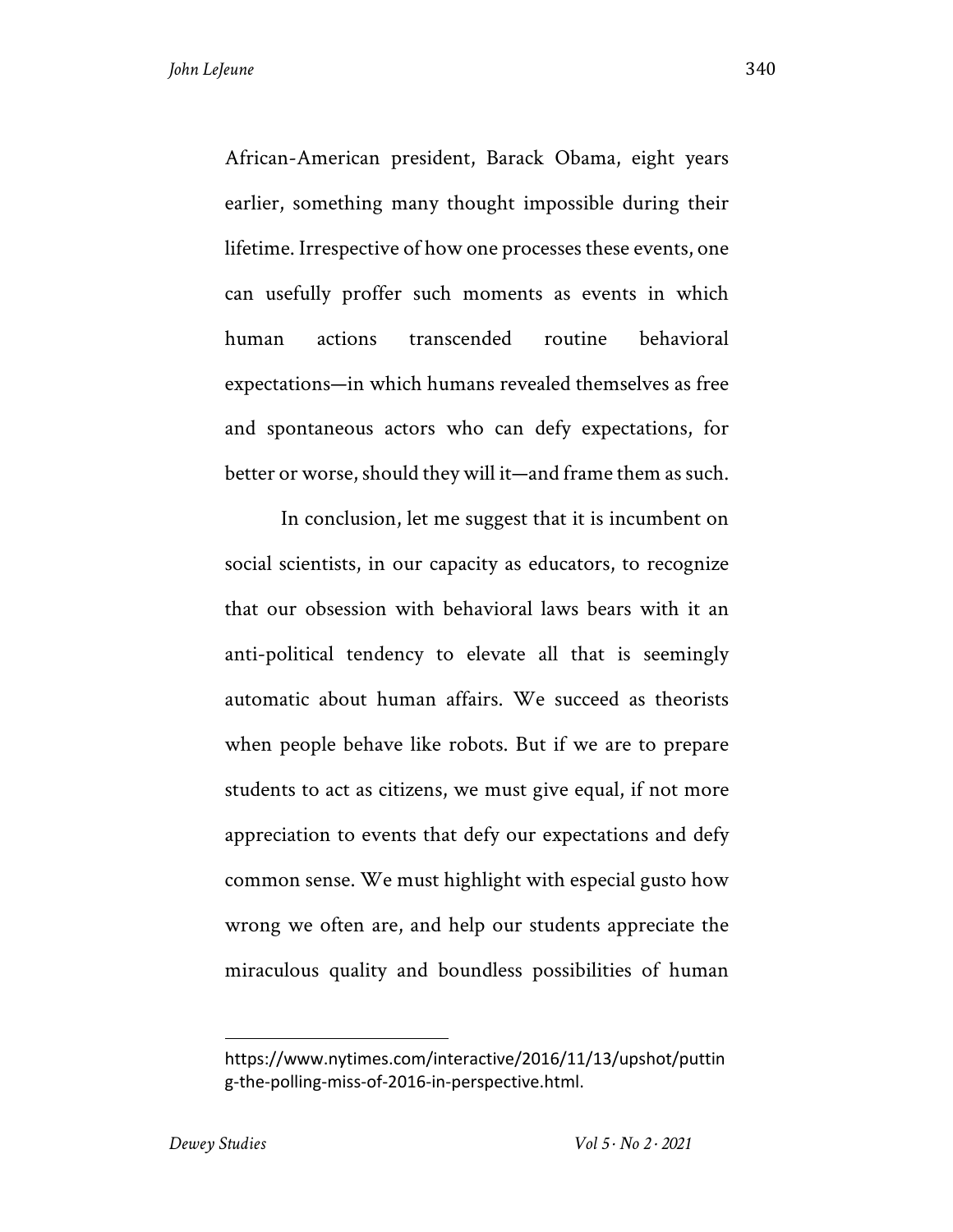African-American president, Barack Obama, eight years earlier, something many thought impossible during their lifetime. Irrespective of how one processes these events, one can usefully proffer such moments as events in which human actions transcended routine behavioral expectations—in which humans revealed themselves as free and spontaneous actors who can defy expectations, for better or worse, should they will it—and frame them as such.

In conclusion, let me suggest that it is incumbent on social scientists, in our capacity as educators, to recognize that our obsession with behavioral laws bears with it an anti-political tendency to elevate all that is seemingly automatic about human affairs. We succeed as theorists when people behave like robots. But if we are to prepare students to act as citizens, we must give equal, if not more appreciation to events that defy our expectations and defy common sense. We must highlight with especial gusto how wrong we often are, and help our students appreciate the miraculous quality and boundless possibilities of human

---

https://www.nytimes.com/interactive/2016/11/13/upshot/putting-the-polling-miss-of-2016-in-perspective.html.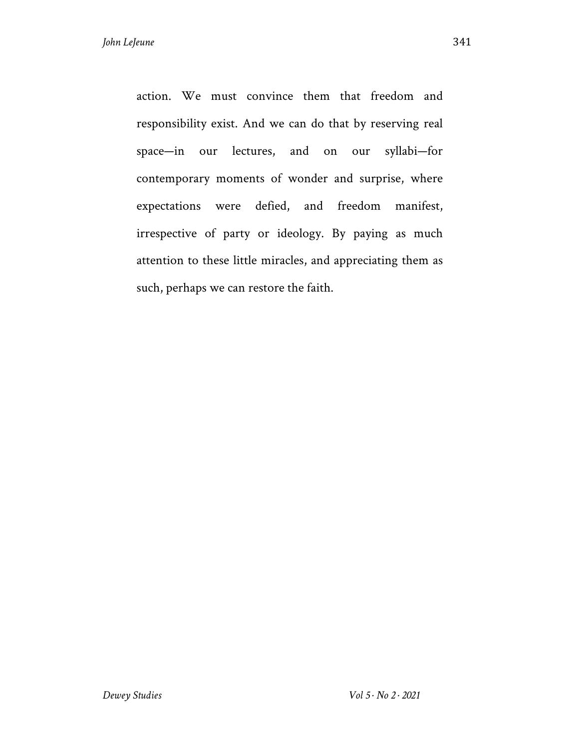action. We must convince them that freedom and responsibility exist. And we can do that by reserving real space—in our lectures, and on our syllabi—for contemporary moments of wonder and surprise, where expectations were defied, and freedom manifest, irrespective of party or ideology. By paying as much attention to these little miracles, and appreciating them as such, perhaps we can restore the faith.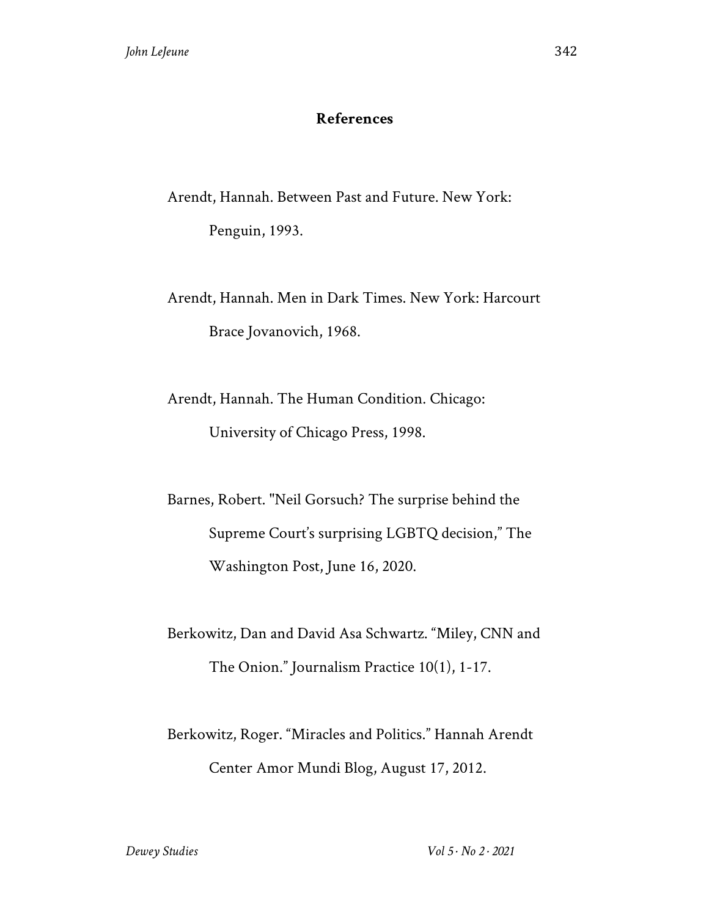## References

Arendt, Hannah. Between Past and Future. New York: Penguin, 1993.

Arendt, Hannah. Men in Dark Times. New York: Harcourt Brace Jovanovich, 1968.

Arendt, Hannah. The Human Condition. Chicago: University of Chicago Press, 1998.

Barnes, Robert. "Neil Gorsuch? The surprise behind the Supreme Court's surprising LGBTQ decision," The Washington Post, June 16, 2020.

Berkowitz, Dan and David Asa Schwartz. "Miley, CNN and The Onion." Journalism Practice 10(1), 1-17.

Berkowitz, Roger. "Miracles and Politics." Hannah Arendt Center Amor Mundi Blog, August 17, 2012.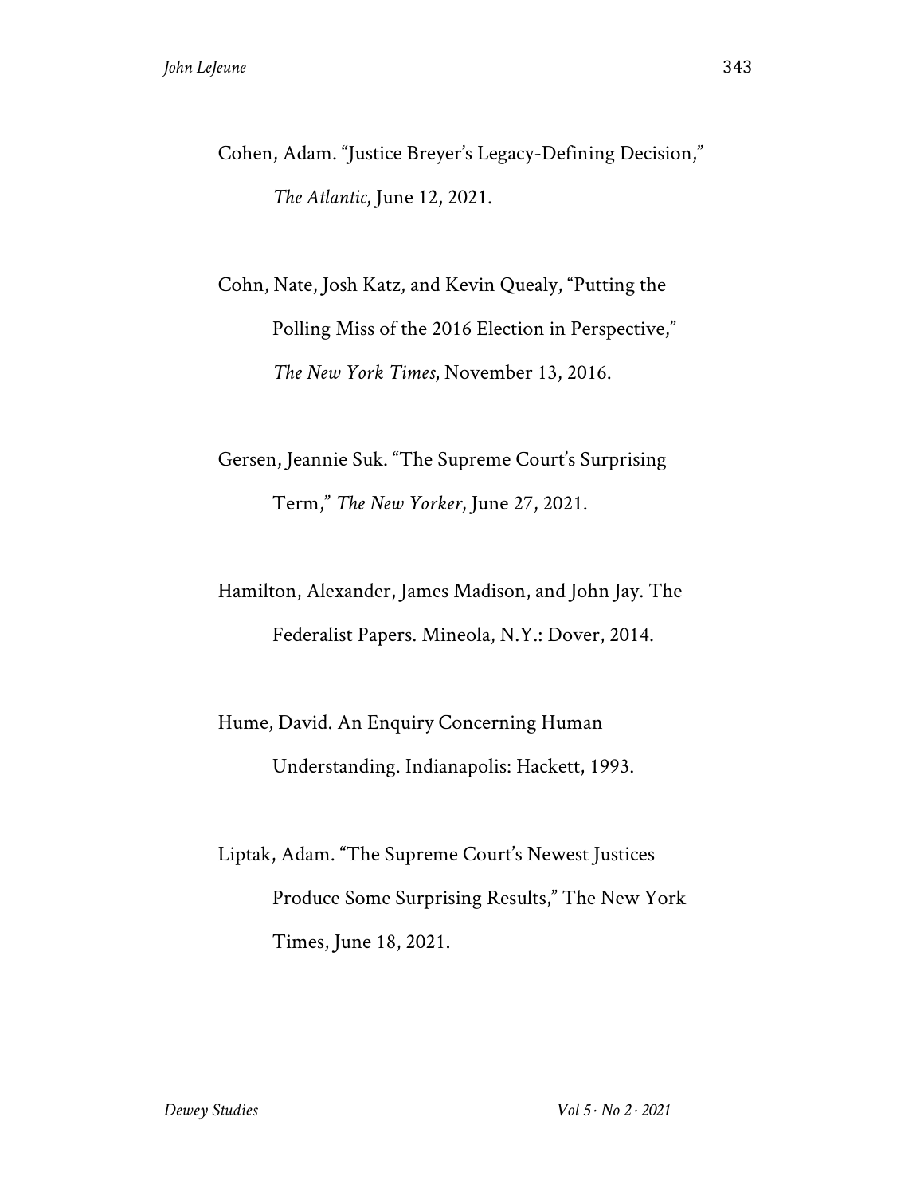Cohen, Adam. "Justice Breyer's Legacy-Defining Decision," *The Atlantic*, June 12, 2021.

Cohn, Nate, Josh Katz, and Kevin Quealy, "Putting the Polling Miss of the 2016 Election in Perspective," *The New York Times*, November 13, 2016.

Gersen, Jeannie Suk. "The Supreme Court's Surprising Term," *The New Yorker*, June 27, 2021.

Hamilton, Alexander, James Madison, and John Jay. The Federalist Papers. Mineola, N.Y.: Dover, 2014.

Hume, David. An Enquiry Concerning Human Understanding. Indianapolis: Hackett, 1993.

Liptak, Adam. "The Supreme Court's Newest Justices Produce Some Surprising Results," The New York Times, June 18, 2021.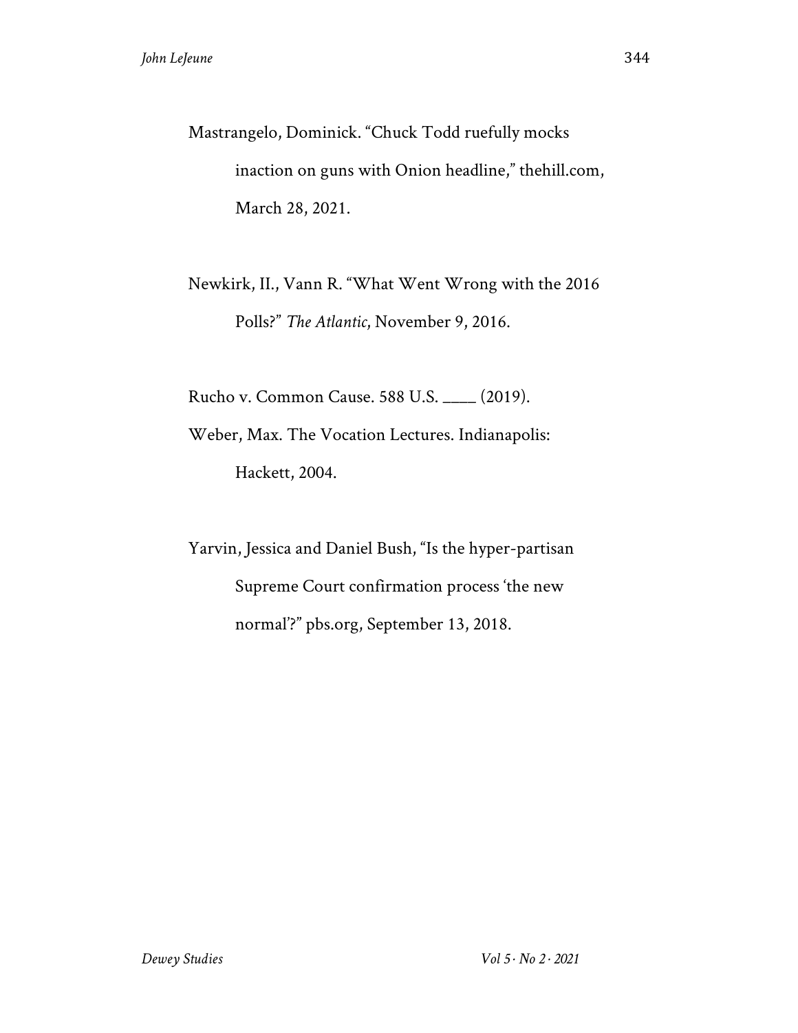Mastrangelo, Dominick. "Chuck Todd ruefully mocks inaction on guns with Onion headline," thehill.com, March 28, 2021.

Newkirk, II., Vann R. "What Went Wrong with the 2016 Polls?" *The Atlantic*, November 9, 2016.

Rucho v. Common Cause. 588 U.S. ____ (2019).

Weber, Max. The Vocation Lectures. Indianapolis: Hackett, 2004.

Yarvin, Jessica and Daniel Bush, "Is the hyper-partisan Supreme Court confirmation process 'the new normal'?" pbs.org, September 13, 2018.